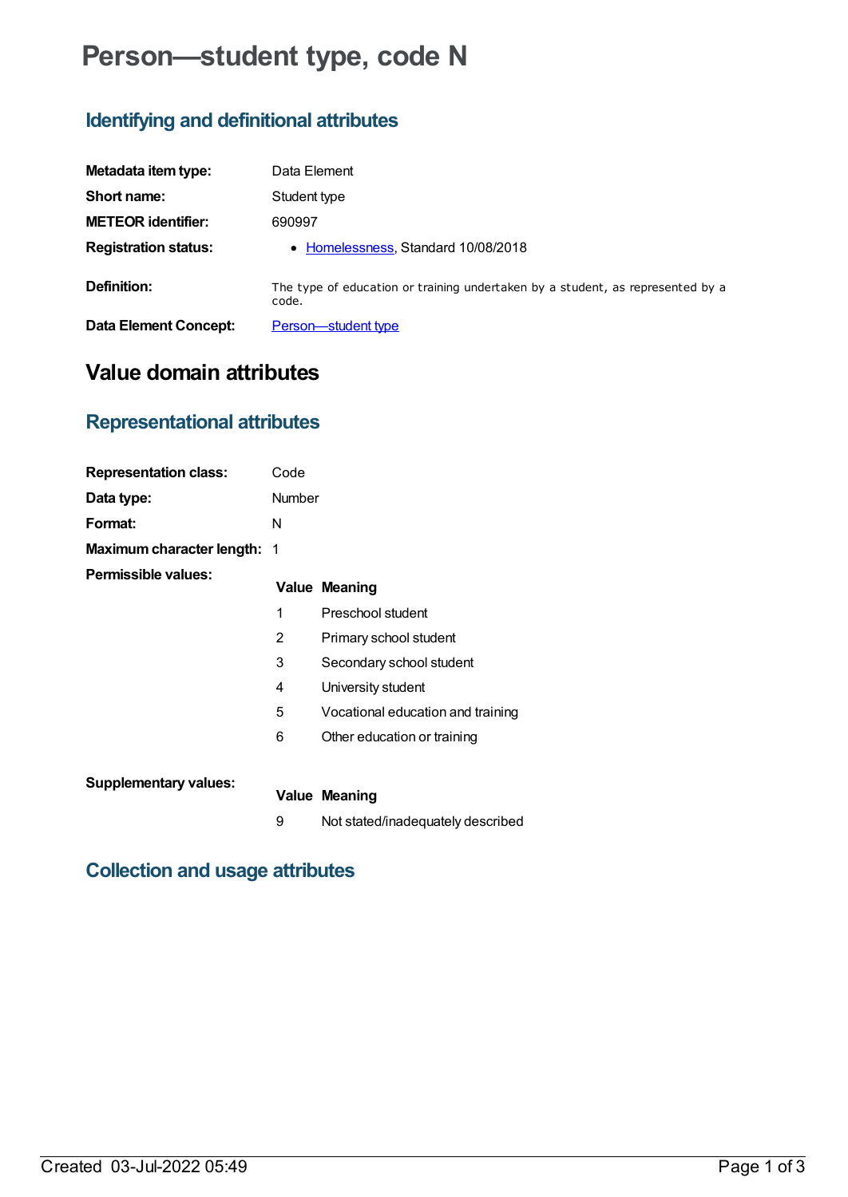# Person—student type, code N

## Identifying and definitional attributes

| | |
|---|---|
| **Metadata item type:** | Data Element |
| **Short name:** | Student type |
| **METEOR identifier:** | 690997 |
| **Registration status:** | • Homelessness, Standard 10/08/2018 |
| **Definition:** | The type of education or training undertaken by a student, as represented by a code. |
| **Data Element Concept:** | Person—student type |

# Value domain attributes

## Representational attributes

| | |
|---|---|
| **Representation class:** | Code |
| **Data type:** | Number |
| **Format:** | N |
| **Maximum character length:** | 1 |

**Permissible values:**

| Value | Meaning |
|---|---|
| 1 | Preschool student |
| 2 | Primary school student |
| 3 | Secondary school student |
| 4 | University student |
| 5 | Vocational education and training |
| 6 | Other education or training |

**Supplementary values:**

| Value | Meaning |
|---|---|
| 9 | Not stated/inadequately described |

## Collection and usage attributes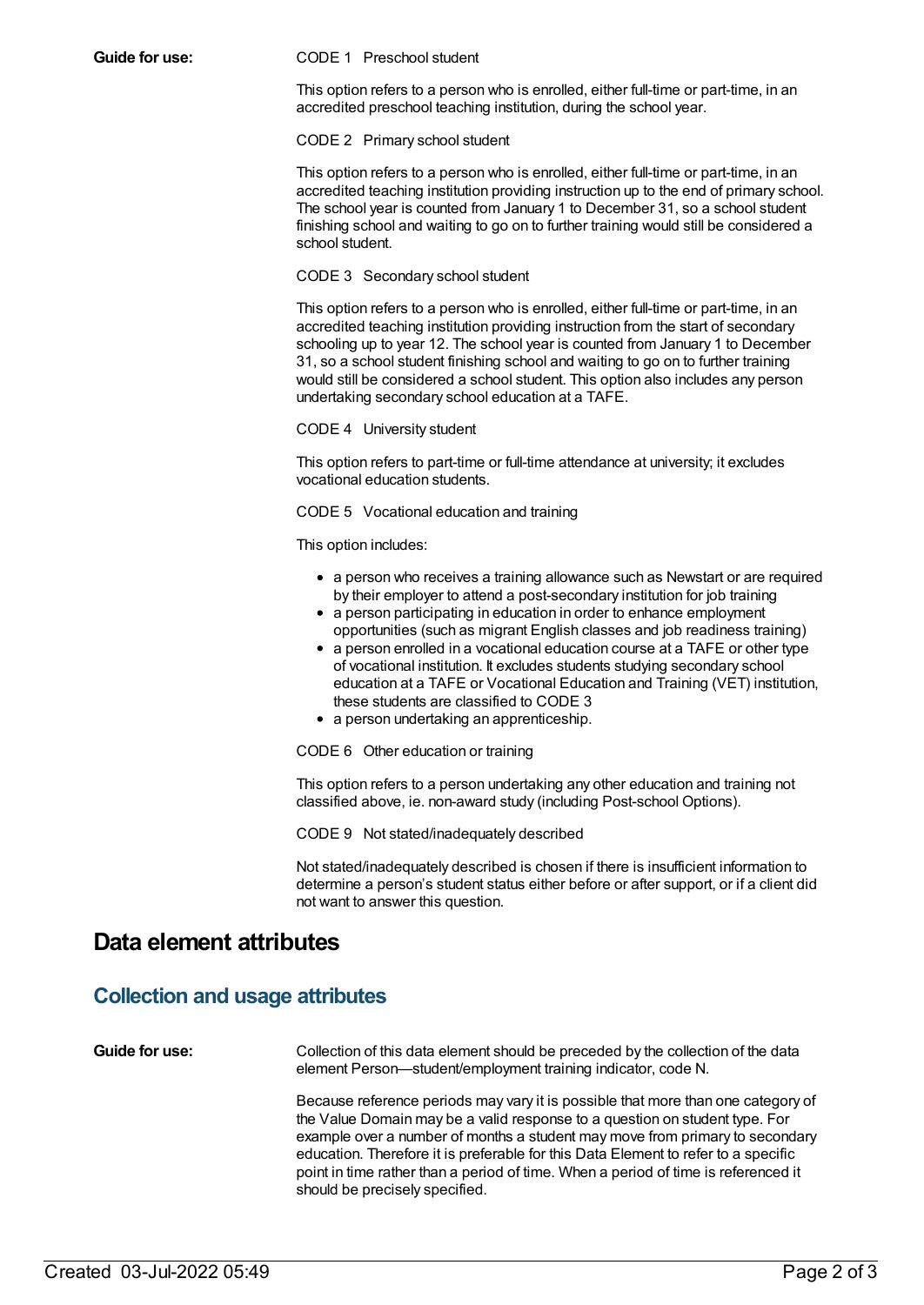**Guide for use:**

CODE 1 Preschool student

This option refers to a person who is enrolled, either full-time or part-time, in an accredited preschool teaching institution, during the school year.

CODE 2 Primary school student

This option refers to a person who is enrolled, either full-time or part-time, in an accredited teaching institution providing instruction up to the end of primary school. The school year is counted from January 1 to December 31, so a school student finishing school and waiting to go on to further training would still be considered a school student.

CODE 3 Secondary school student

This option refers to a person who is enrolled, either full-time or part-time, in an accredited teaching institution providing instruction from the start of secondary schooling up to year 12. The school year is counted from January 1 to December 31, so a school student finishing school and waiting to go on to further training would still be considered a school student. This option also includes any person undertaking secondary school education at a TAFE.

CODE 4 University student

This option refers to part-time or full-time attendance at university; it excludes vocational education students.

CODE 5 Vocational education and training

This option includes:

- a person who receives a training allowance such as Newstart or are required by their employer to attend a post-secondary institution for job training
- a person participating in education in order to enhance employment opportunities (such as migrant English classes and job readiness training)
- a person enrolled in a vocational education course at a TAFE or other type of vocational institution. It excludes students studying secondary school education at a TAFE or Vocational Education and Training (VET) institution, these students are classified to CODE 3
- a person undertaking an apprenticeship.

CODE 6 Other education or training

This option refers to a person undertaking any other education and training not classified above, ie. non-award study (including Post-school Options).

CODE 9 Not stated/inadequately described

Not stated/inadequately described is chosen if there is insufficient information to determine a person's student status either before or after support, or if a client did not want to answer this question.

# Data element attributes

## Collection and usage attributes

**Guide for use:**

Collection of this data element should be preceded by the collection of the data element Person—student/employment training indicator, code N.

Because reference periods may vary it is possible that more than one category of the Value Domain may be a valid response to a question on student type. For example over a number of months a student may move from primary to secondary education. Therefore it is preferable for this Data Element to refer to a specific point in time rather than a period of time. When a period of time is referenced it should be precisely specified.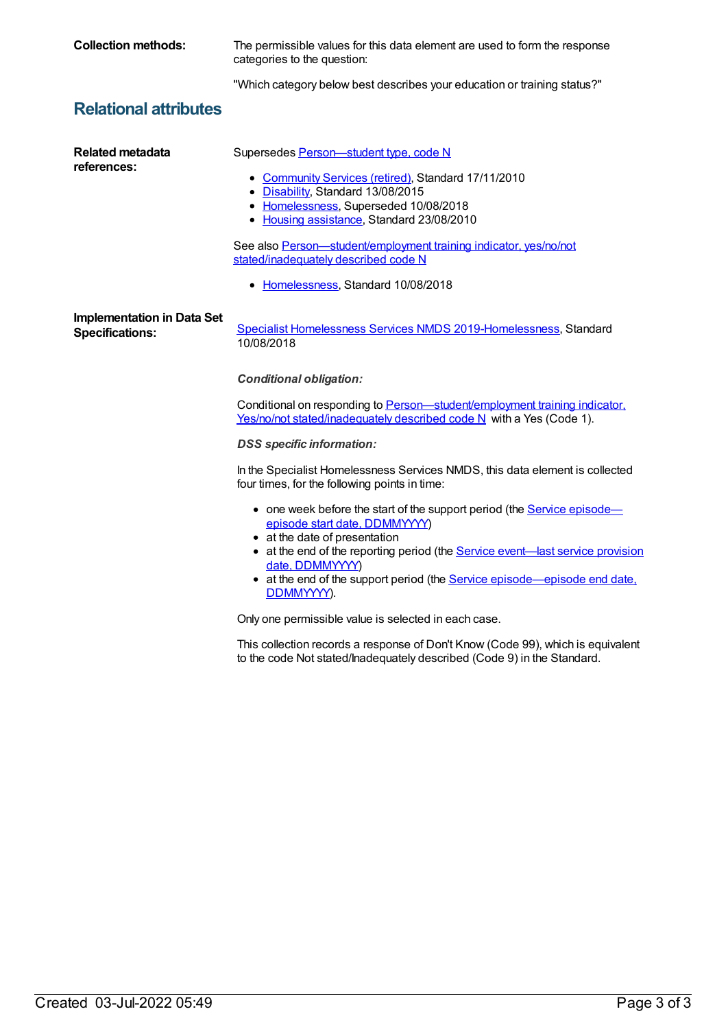**Collection methods:** The permissible values for this data element are used to form the response categories to the question:

"Which category below best describes your education or training status?"

## Relational attributes

**Related metadata references:**

Supersedes Person—student type, code N

- Community Services (retired), Standard 17/11/2010
- Disability, Standard 13/08/2015
- Homelessness, Superseded 10/08/2018
- Housing assistance, Standard 23/08/2010

See also Person—student/employment training indicator, yes/no/not stated/inadequately described code N

- Homelessness, Standard 10/08/2018

**Implementation in Data Set Specifications:**

Specialist Homelessness Services NMDS 2019-Homelessness, Standard 10/08/2018

***Conditional obligation:***

Conditional on responding to Person—student/employment training indicator, Yes/no/not stated/inadequately described code N with a Yes (Code 1).

***DSS specific information:***

In the Specialist Homelessness Services NMDS, this data element is collected four times, for the following points in time:

- one week before the start of the support period (the Service episode—episode start date, DDMMYYYY)
- at the date of presentation
- at the end of the reporting period (the Service event—last service provision date, DDMMYYYY)
- at the end of the support period (the Service episode—episode end date, DDMMYYYY).

Only one permissible value is selected in each case.

This collection records a response of Don't Know (Code 99), which is equivalent to the code Not stated/Inadequately described (Code 9) in the Standard.